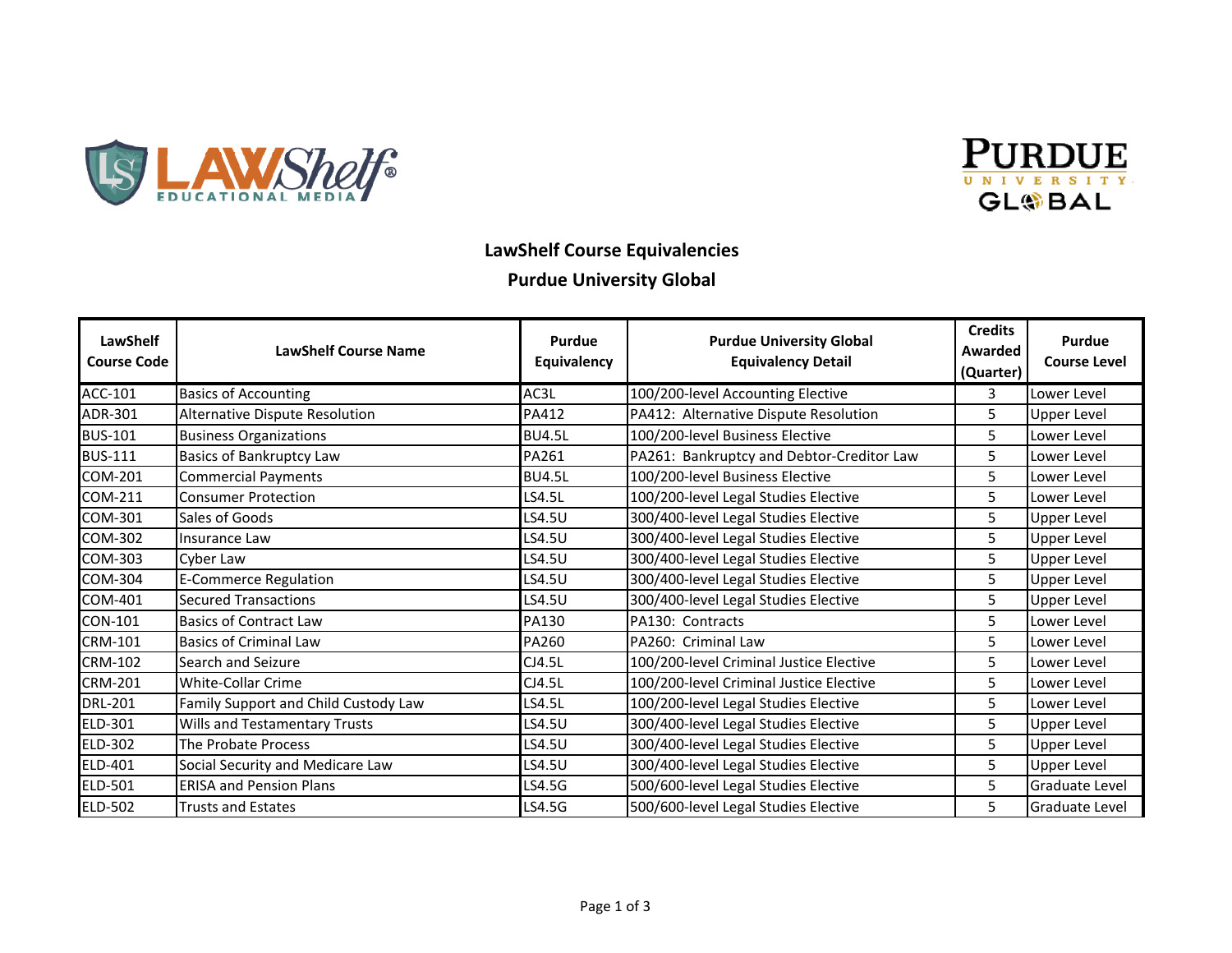# LawShelf Course Equivalencies

## Purdue University Global

| LawShelf Course Code | LawShelf Course Name | Purdue Equivalency | Purdue University Global Equivalency Detail | Credits Awarded (Quarter) | Purdue Course Level |
|---|---|---|---|---|---|
| ACC-101 | Basics of Accounting | AC3L | 100/200-level Accounting Elective | 3 | Lower Level |
| ADR-301 | Alternative Dispute Resolution | PA412 | PA412: Alternative Dispute Resolution | 5 | Upper Level |
| BUS-101 | Business Organizations | BU4.5L | 100/200-level Business Elective | 5 | Lower Level |
| BUS-111 | Basics of Bankruptcy Law | PA261 | PA261: Bankruptcy and Debtor-Creditor Law | 5 | Lower Level |
| COM-201 | Commercial Payments | BU4.5L | 100/200-level Business Elective | 5 | Lower Level |
| COM-211 | Consumer Protection | LS4.5L | 100/200-level Legal Studies Elective | 5 | Lower Level |
| COM-301 | Sales of Goods | LS4.5U | 300/400-level Legal Studies Elective | 5 | Upper Level |
| COM-302 | Insurance Law | LS4.5U | 300/400-level Legal Studies Elective | 5 | Upper Level |
| COM-303 | Cyber Law | LS4.5U | 300/400-level Legal Studies Elective | 5 | Upper Level |
| COM-304 | E-Commerce Regulation | LS4.5U | 300/400-level Legal Studies Elective | 5 | Upper Level |
| COM-401 | Secured Transactions | LS4.5U | 300/400-level Legal Studies Elective | 5 | Upper Level |
| CON-101 | Basics of Contract Law | PA130 | PA130: Contracts | 5 | Lower Level |
| CRM-101 | Basics of Criminal Law | PA260 | PA260: Criminal Law | 5 | Lower Level |
| CRM-102 | Search and Seizure | CJ4.5L | 100/200-level Criminal Justice Elective | 5 | Lower Level |
| CRM-201 | White-Collar Crime | CJ4.5L | 100/200-level Criminal Justice Elective | 5 | Lower Level |
| DRL-201 | Family Support and Child Custody Law | LS4.5L | 100/200-level Legal Studies Elective | 5 | Lower Level |
| ELD-301 | Wills and Testamentary Trusts | LS4.5U | 300/400-level Legal Studies Elective | 5 | Upper Level |
| ELD-302 | The Probate Process | LS4.5U | 300/400-level Legal Studies Elective | 5 | Upper Level |
| ELD-401 | Social Security and Medicare Law | LS4.5U | 300/400-level Legal Studies Elective | 5 | Upper Level |
| ELD-501 | ERISA and Pension Plans | LS4.5G | 500/600-level Legal Studies Elective | 5 | Graduate Level |
| ELD-502 | Trusts and Estates | LS4.5G | 500/600-level Legal Studies Elective | 5 | Graduate Level |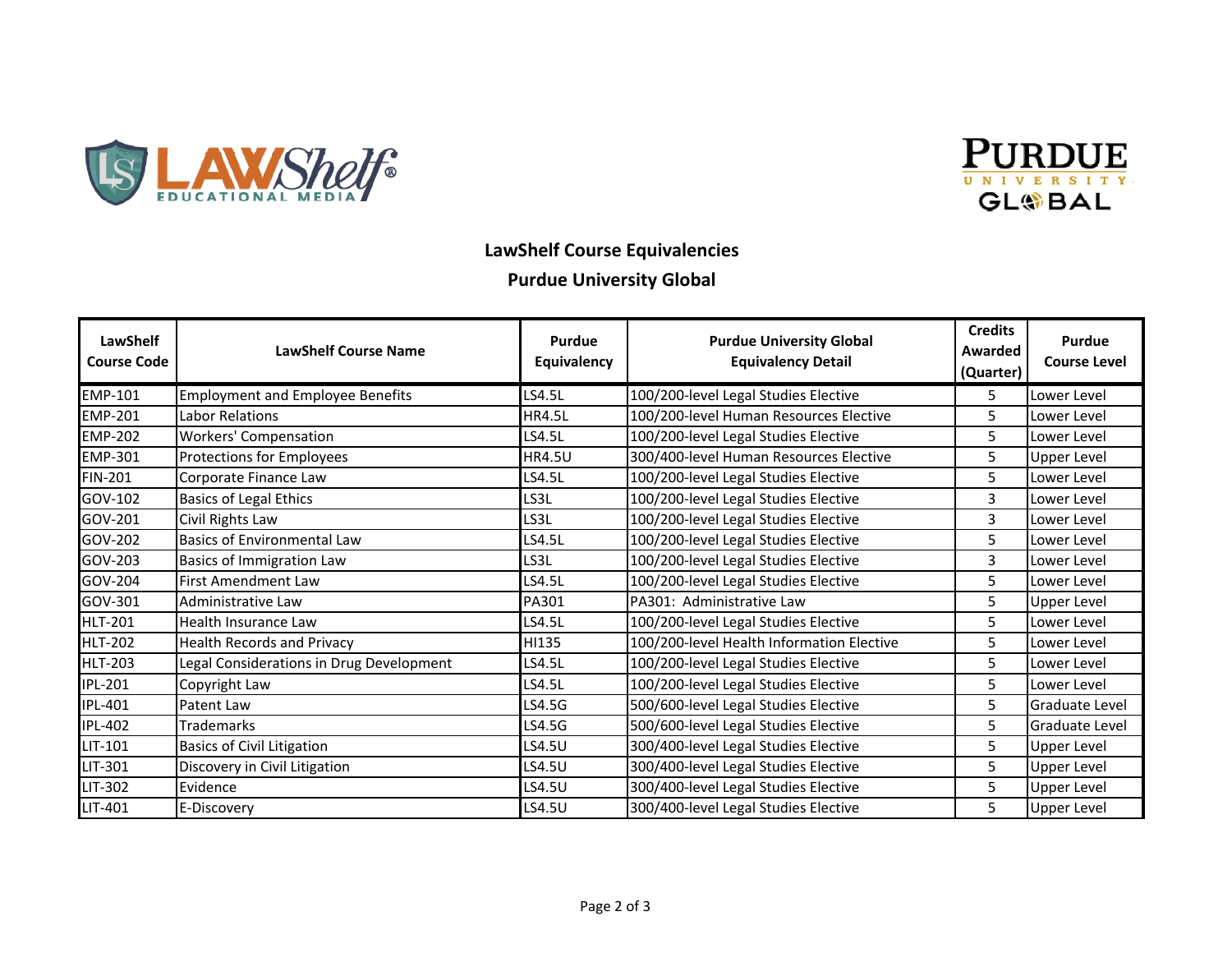## LawShelf Course Equivalencies

## Purdue University Global

| LawShelf Course Code | LawShelf Course Name | Purdue Equivalency | Purdue University Global Equivalency Detail | Credits Awarded (Quarter) | Purdue Course Level |
|---|---|---|---|---|---|
| EMP-101 | Employment and Employee Benefits | LS4.5L | 100/200-level Legal Studies Elective | 5 | Lower Level |
| EMP-201 | Labor Relations | HR4.5L | 100/200-level Human Resources Elective | 5 | Lower Level |
| EMP-202 | Workers' Compensation | LS4.5L | 100/200-level Legal Studies Elective | 5 | Lower Level |
| EMP-301 | Protections for Employees | HR4.5U | 300/400-level Human Resources Elective | 5 | Upper Level |
| FIN-201 | Corporate Finance Law | LS4.5L | 100/200-level Legal Studies Elective | 5 | Lower Level |
| GOV-102 | Basics of Legal Ethics | LS3L | 100/200-level Legal Studies Elective | 3 | Lower Level |
| GOV-201 | Civil Rights Law | LS3L | 100/200-level Legal Studies Elective | 3 | Lower Level |
| GOV-202 | Basics of Environmental Law | LS4.5L | 100/200-level Legal Studies Elective | 5 | Lower Level |
| GOV-203 | Basics of Immigration Law | LS3L | 100/200-level Legal Studies Elective | 3 | Lower Level |
| GOV-204 | First Amendment Law | LS4.5L | 100/200-level Legal Studies Elective | 5 | Lower Level |
| GOV-301 | Administrative Law | PA301 | PA301: Administrative Law | 5 | Upper Level |
| HLT-201 | Health Insurance Law | LS4.5L | 100/200-level Legal Studies Elective | 5 | Lower Level |
| HLT-202 | Health Records and Privacy | HI135 | 100/200-level Health Information Elective | 5 | Lower Level |
| HLT-203 | Legal Considerations in Drug Development | LS4.5L | 100/200-level Legal Studies Elective | 5 | Lower Level |
| IPL-201 | Copyright Law | LS4.5L | 100/200-level Legal Studies Elective | 5 | Lower Level |
| IPL-401 | Patent Law | LS4.5G | 500/600-level Legal Studies Elective | 5 | Graduate Level |
| IPL-402 | Trademarks | LS4.5G | 500/600-level Legal Studies Elective | 5 | Graduate Level |
| LIT-101 | Basics of Civil Litigation | LS4.5U | 300/400-level Legal Studies Elective | 5 | Upper Level |
| LIT-301 | Discovery in Civil Litigation | LS4.5U | 300/400-level Legal Studies Elective | 5 | Upper Level |
| LIT-302 | Evidence | LS4.5U | 300/400-level Legal Studies Elective | 5 | Upper Level |
| LIT-401 | E-Discovery | LS4.5U | 300/400-level Legal Studies Elective | 5 | Upper Level |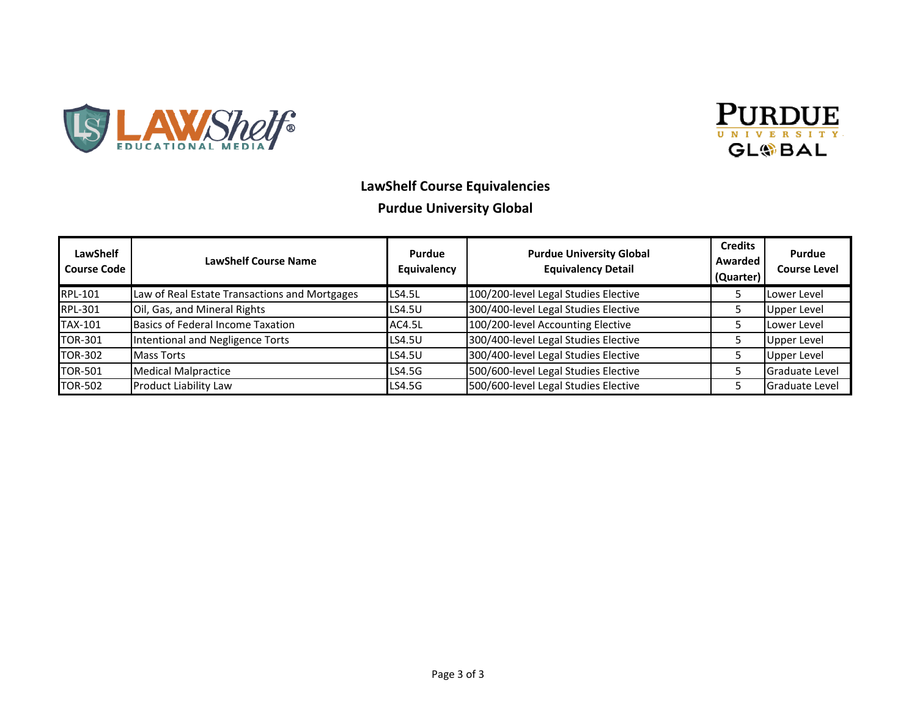## LawShelf Course Equivalencies

## Purdue University Global

| LawShelf Course Code | LawShelf Course Name | Purdue Equivalency | Purdue University Global Equivalency Detail | Credits Awarded (Quarter) | Purdue Course Level |
|---|---|---|---|---|---|
| RPL-101 | Law of Real Estate Transactions and Mortgages | LS4.5L | 100/200-level Legal Studies Elective | 5 | Lower Level |
| RPL-301 | Oil, Gas, and Mineral Rights | LS4.5U | 300/400-level Legal Studies Elective | 5 | Upper Level |
| TAX-101 | Basics of Federal Income Taxation | AC4.5L | 100/200-level Accounting Elective | 5 | Lower Level |
| TOR-301 | Intentional and Negligence Torts | LS4.5U | 300/400-level Legal Studies Elective | 5 | Upper Level |
| TOR-302 | Mass Torts | LS4.5U | 300/400-level Legal Studies Elective | 5 | Upper Level |
| TOR-501 | Medical Malpractice | LS4.5G | 500/600-level Legal Studies Elective | 5 | Graduate Level |
| TOR-502 | Product Liability Law | LS4.5G | 500/600-level Legal Studies Elective | 5 | Graduate Level |